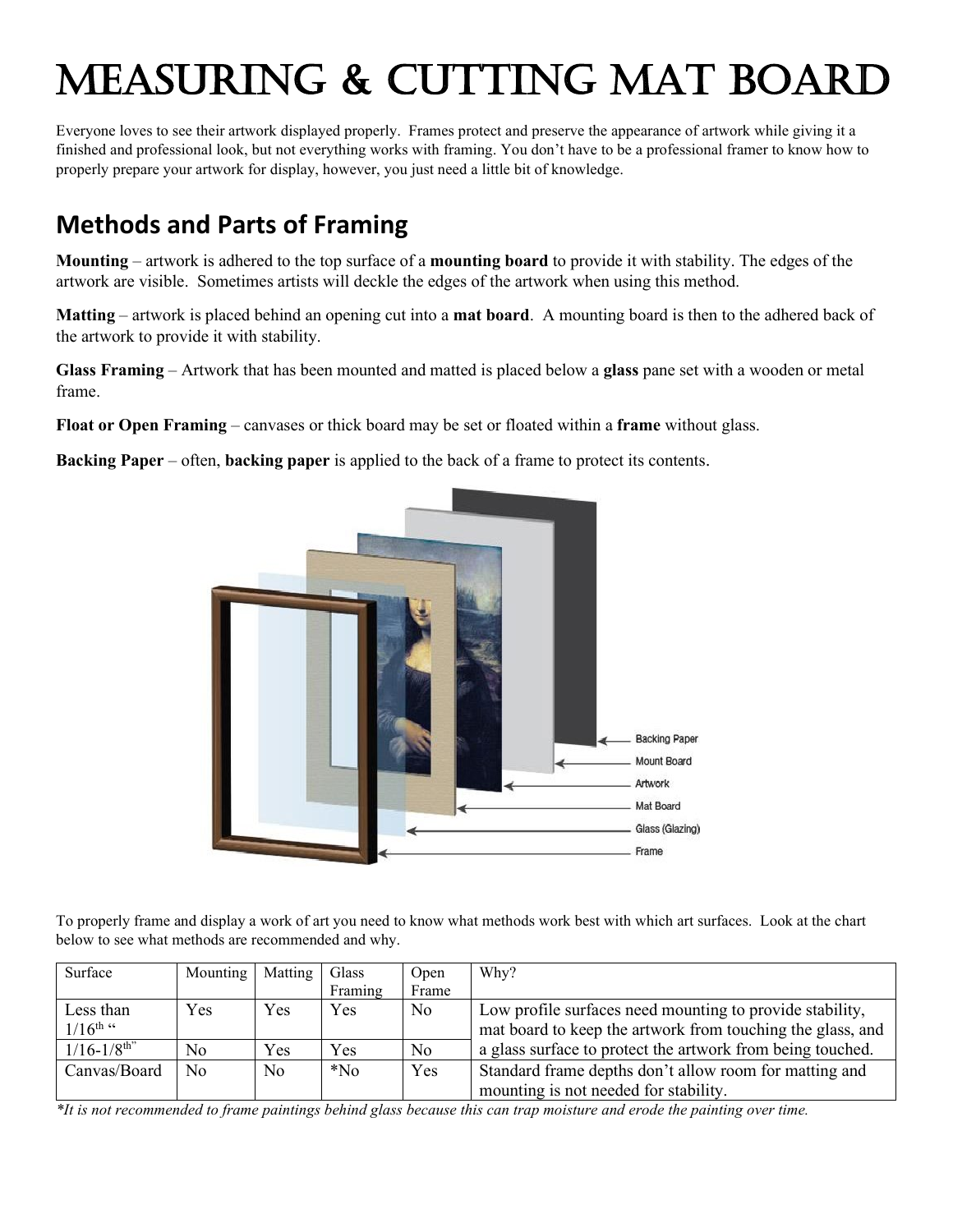# Measuring & Cutting Mat Board

Everyone loves to see their artwork displayed properly. Frames protect and preserve the appearance of artwork while giving it a finished and professional look, but not everything works with framing. You don't have to be a professional framer to know how to properly prepare your artwork for display, however, you just need a little bit of knowledge.

## Methods and Parts of Framing

**Mounting** – artwork is adhered to the top surface of a **mounting board** to provide it with stability. The edges of the artwork are visible. Sometimes artists will deckle the edges of the artwork when using this method.

**Matting** – artwork is placed behind an opening cut into a **mat board**. A mounting board is then to the adhered back of the artwork to provide it with stability.

**Glass Framing** – Artwork that has been mounted and matted is placed below a **glass** pane set with a wooden or metal frame.

**Float or Open Framing** – canvases or thick board may be set or floated within a **frame** without glass.

**Backing Paper** – often, **backing paper** is applied to the back of a frame to protect its contents.

Backing Paper

Mount Board

Artwork

Mat Board

Glass (Glazing)

Frame

To properly frame and display a work of art you need to know what methods work best with which art surfaces. Look at the chart below to see what methods are recommended and why.

| Surface | Mounting | Matting | Glass Framing | Open Frame | Why? |
|---|---|---|---|---|---|
| Less than 1/16th " | Yes | Yes | Yes | No | Low profile surfaces need mounting to provide stability, mat board to keep the artwork from touching the glass, and a glass surface to protect the artwork from being touched. |
| 1/16-1/8th" | No | Yes | Yes | No | |
| Canvas/Board | No | No | *No | Yes | Standard frame depths don't allow room for matting and mounting is not needed for stability. |

*\*It is not recommended to frame paintings behind glass because this can trap moisture and erode the painting over time.*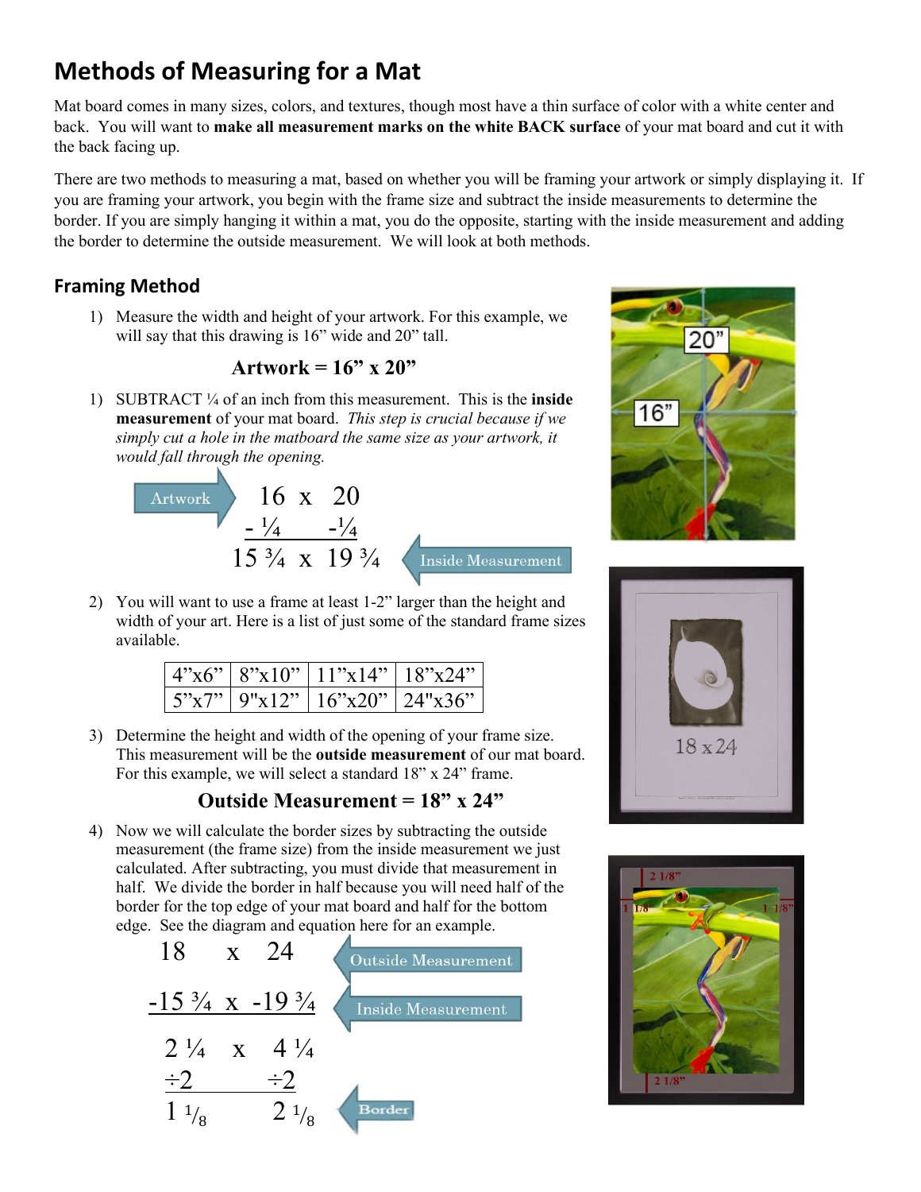# Methods of Measuring for a Mat

Mat board comes in many sizes, colors, and textures, though most have a thin surface of color with a white center and back. You will want to **make all measurement marks on the white BACK surface** of your mat board and cut it with the back facing up.

There are two methods to measuring a mat, based on whether you will be framing your artwork or simply displaying it. If you are framing your artwork, you begin with the frame size and subtract the inside measurements to determine the border. If you are simply hanging it within a mat, you do the opposite, starting with the inside measurement and adding the border to determine the outside measurement. We will look at both methods.

## Framing Method

1) Measure the width and height of your artwork. For this example, we will say that this drawing is 16" wide and 20" tall.

**Artwork = 16" x 20"**

1) SUBTRACT ¼ of an inch from this measurement. This is the **inside measurement** of your mat board. *This step is crucial because if we simply cut a hole in the matboard the same size as your artwork, it would fall through the opening.*

$$\begin{array}{rcl} 16 & \times & 20 \\ -\frac{1}{4} & & -\frac{1}{4} \\ \hline 15\frac{3}{4} & \times & 19\frac{3}{4} \end{array}$$

Artwork → 16 x 20; 15 ¾ x 19 ¾ ← Inside Measurement

2) You will want to use a frame at least 1-2" larger than the height and width of your art. Here is a list of just some of the standard frame sizes available.

| 4"x6" | 8"x10" | 11"x14" | 18"x24" |
|---|---|---|---|
| 5"x7" | 9"x12" | 16"x20" | 24"x36" |

3) Determine the height and width of the opening of your frame size. This measurement will be the **outside measurement** of our mat board. For this example, we will select a standard 18" x 24" frame.

**Outside Measurement = 18" x 24"**

4) Now we will calculate the border sizes by subtracting the outside measurement (the frame size) from the inside measurement we just calculated. After subtracting, you must divide that measurement in half. We divide the border in half because you will need half of the border for the top edge of your mat board and half for the bottom edge. See the diagram and equation here for an example.

$$\begin{array}{rcl} 18 & \times & 24 \\ -15\frac{3}{4} & \times & -19\frac{3}{4} \\ \hline 2\frac{1}{4} & \times & 4\frac{1}{4} \\ \div 2 & & \div 2 \\ \hline 1\frac{1}{8} & & 2\frac{1}{8} \end{array}$$

18 x 24 ← Outside Measurement; -15 ¾ x -19 ¾ ← Inside Measurement; 1 ⅛ and 2 ⅛ ← Border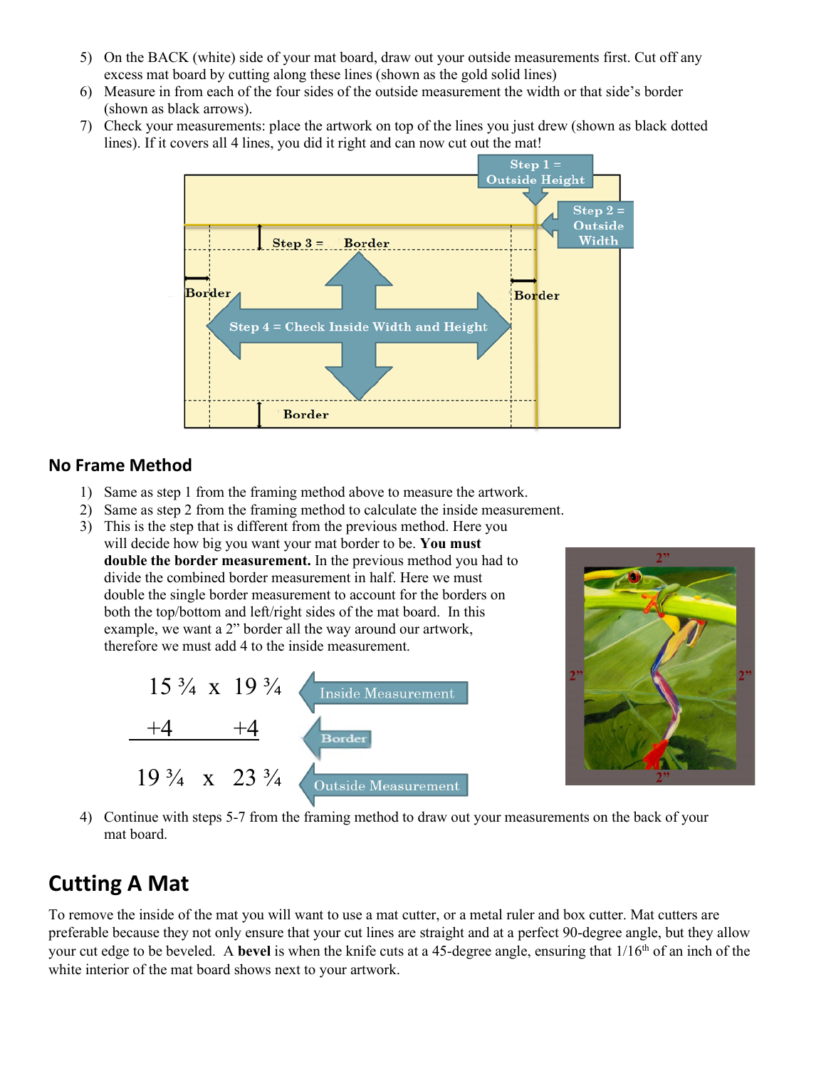5) On the BACK (white) side of your mat board, draw out your outside measurements first. Cut off any excess mat board by cutting along these lines (shown as the gold solid lines)
6) Measure in from each of the four sides of the outside measurement the width or that side's border (shown as black arrows).
7) Check your measurements: place the artwork on top of the lines you just drew (shown as black dotted lines). If it covers all 4 lines, you did it right and can now cut out the mat!

Step 1 = Outside Height

Step 2 = Outside Width

Step 3 = Border

Border

Border

Step 4 = Check Inside Width and Height

Border

## No Frame Method

1) Same as step 1 from the framing method above to measure the artwork.
2) Same as step 2 from the framing method to calculate the inside measurement.
3) This is the step that is different from the previous method. Here you will decide how big you want your mat border to be. **You must double the border measurement.** In the previous method you had to divide the combined border measurement in half. Here we must double the single border measurement to account for the borders on both the top/bottom and left/right sides of the mat board. In this example, we want a 2" border all the way around our artwork, therefore we must add 4 to the inside measurement.

| | | |
|---|---|---|
| 15 ¾ x 19 ¾ | | Inside Measurement |
| +4 | +4 | Border |
| 19 ¾ x 23 ¾ | | Outside Measurement |

2" 2" 2" 2"

4) Continue with steps 5-7 from the framing method to draw out your measurements on the back of your mat board.

# Cutting A Mat

To remove the inside of the mat you will want to use a mat cutter, or a metal ruler and box cutter. Mat cutters are preferable because they not only ensure that your cut lines are straight and at a perfect 90-degree angle, but they allow your cut edge to be beveled. A **bevel** is when the knife cuts at a 45-degree angle, ensuring that 1/16th of an inch of the white interior of the mat board shows next to your artwork.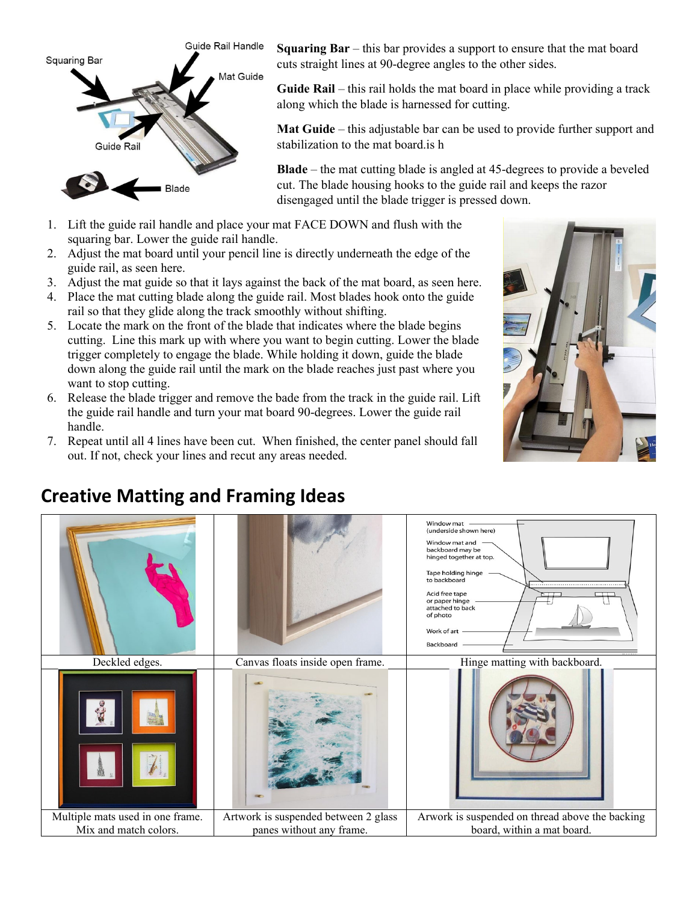Guide Rail Handle

Squaring Bar

Mat Guide

Guide Rail

Blade

**Squaring Bar** – this bar provides a support to ensure that the mat board cuts straight lines at 90-degree angles to the other sides.

**Guide Rail** – this rail holds the mat board in place while providing a track along which the blade is harnessed for cutting.

**Mat Guide** – this adjustable bar can be used to provide further support and stabilization to the mat board.is h

**Blade** – the mat cutting blade is angled at 45-degrees to provide a beveled cut. The blade housing hooks to the guide rail and keeps the razor disengaged until the blade trigger is pressed down.

1. Lift the guide rail handle and place your mat FACE DOWN and flush with the squaring bar. Lower the guide rail handle.
2. Adjust the mat board until your pencil line is directly underneath the edge of the guide rail, as seen here.
3. Adjust the mat guide so that it lays against the back of the mat board, as seen here.
4. Place the mat cutting blade along the guide rail. Most blades hook onto the guide rail so that they glide along the track smoothly without shifting.
5. Locate the mark on the front of the blade that indicates where the blade begins cutting. Line this mark up with where you want to begin cutting. Lower the blade trigger completely to engage the blade. While holding it down, guide the blade down along the guide rail until the mark on the blade reaches just past where you want to stop cutting.
6. Release the blade trigger and remove the bade from the track in the guide rail. Lift the guide rail handle and turn your mat board 90-degrees. Lower the guide rail handle.
7. Repeat until all 4 lines have been cut. When finished, the center panel should fall out. If not, check your lines and recut any areas needed.

## Creative Matting and Framing Ideas

| | | |
|---|---|---|
| Deckled edges. | Canvas floats inside open frame. | Hinge matting with backboard. |
| Multiple mats used in one frame. Mix and match colors. | Artwork is suspended between 2 glass panes without any frame. | Arwork is suspended on thread above the backing board, within a mat board. |

Window mat (underside shown here)

Window mat and backboard may be hinged together at top.

Tape holding hinge to backboard

Acid free tape or paper hinge attached to back of photo

Work of art

Backboard